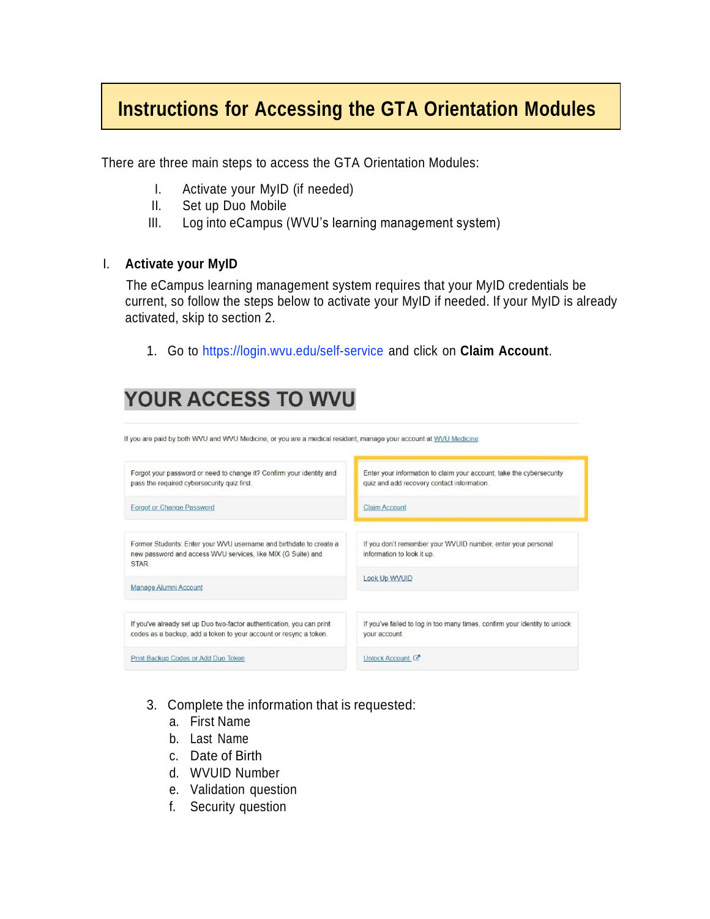# Instructions for Accessing the GTA Orientation Modules

There are three main steps to access the GTA Orientation Modules:

I. Activate your MyID (if needed)
II. Set up Duo Mobile
III. Log into eCampus (WVU's learning management system)

## I. Activate your MyID

The eCampus learning management system requires that your MyID credentials be current, so follow the steps below to activate your MyID if needed. If your MyID is already activated, skip to section 2.

1. Go to https://login.wvu.edu/self-service and click on **Claim Account**.

YOUR ACCESS TO WVU

If you are paid by both WVU and WVU Medicine, or you are a medical resident, manage your account at WVU Medicine

| | |
|---|---|
| Forgot your password or need to change it? Confirm your identity and pass the required cybersecurity quiz first. Forgot or Change Password | Enter your information to claim your account, take the cybersecurity quiz and add recovery contact information. Claim Account |
| Former Students: Enter your WVU username and birthdate to create a new password and access WVU services, like MIX (G Suite) and STAR. Manage Alumni Account | If you don't remember your WVUID number, enter your personal information to look it up. Look Up WVUID |
| If you've already set up Duo two-factor authentication, you can print codes as a backup, add a token to your account or resync a token. Print Backup Codes or Add Duo Token | If you've failed to log in too many times, confirm your identity to unlock your account. Unlock Account |

3. Complete the information that is requested:
   a. First Name
   b. Last Name
   c. Date of Birth
   d. WVUID Number
   e. Validation question
   f. Security question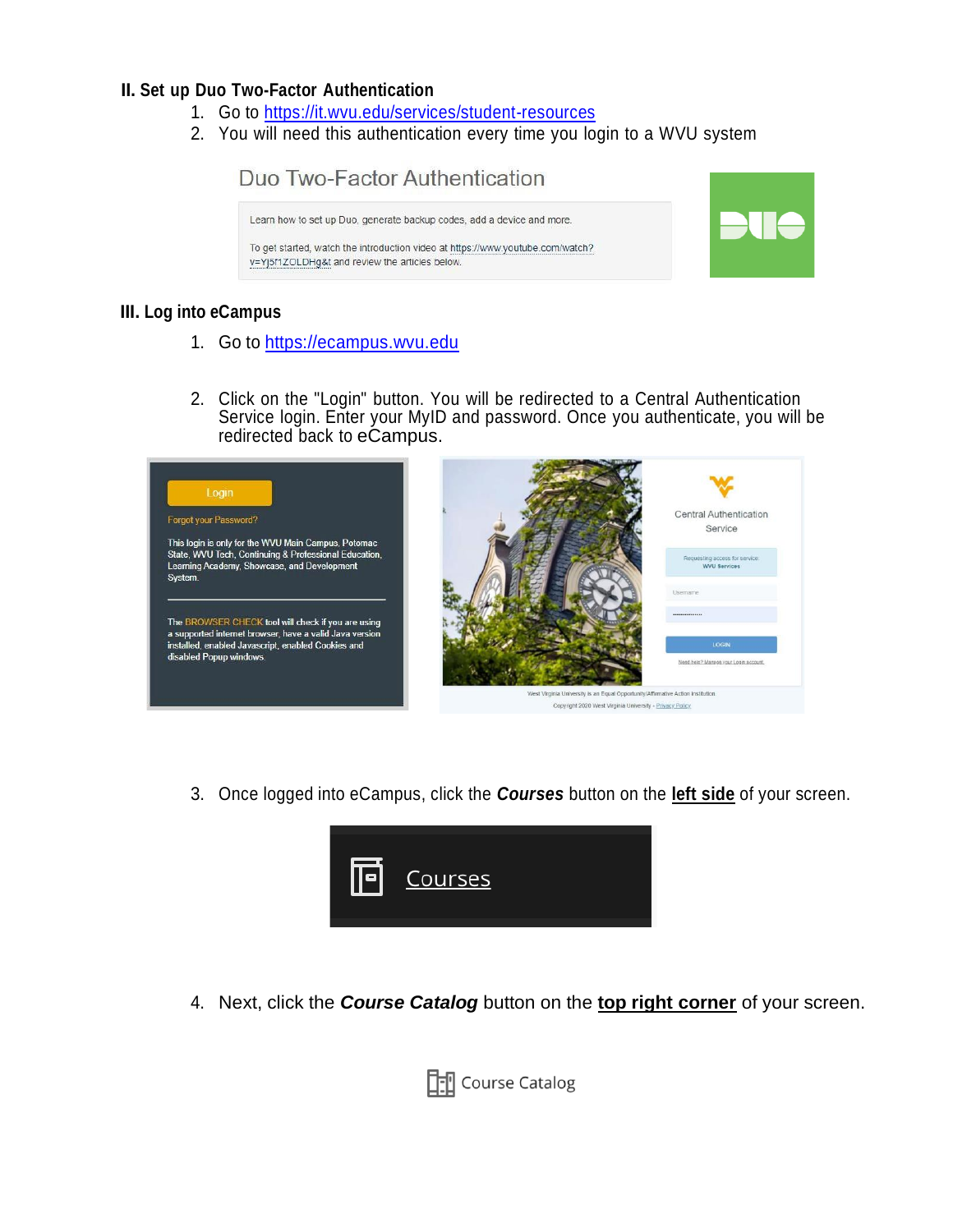## II. Set up Duo Two-Factor Authentication

1. Go to https://it.wvu.edu/services/student-resources
2. You will need this authentication every time you login to a WVU system

Duo Two-Factor Authentication

Learn how to set up Duo, generate backup codes, add a device and more.

To get started, watch the introduction video at https://www.youtube.com/watch?v=Yj5f1ZOLDHg&t and review the articles below.

## III. Log into eCampus

1. Go to https://ecampus.wvu.edu

2. Click on the "Login" button. You will be redirected to a Central Authentication Service login. Enter your MyID and password. Once you authenticate, you will be redirected back to eCampus.

Login

Forgot your Password?

This login is only for the WVU Main Campus, Potomac State, WVU Tech, Continuing & Professional Education, Learning Academy, Showcase, and Development System.

The BROWSER CHECK tool will check if you are using a supported internet browser, have a valid Java version installed, enabled Javascript, enabled Cookies and disabled Popup windows.

Central Authentication Service

Requesting access for service: WVU Services

Username

LOGIN

Need help? Manage your Login account.

West Virginia University is an Equal Opportunity/Affirmative Action Institution.

Copyright 2020 West Virginia University - Privacy Policy

3. Once logged into eCampus, click the ***Courses*** button on the **left side** of your screen.

Courses

4. Next, click the ***Course Catalog*** button on the **top right corner** of your screen.

Course Catalog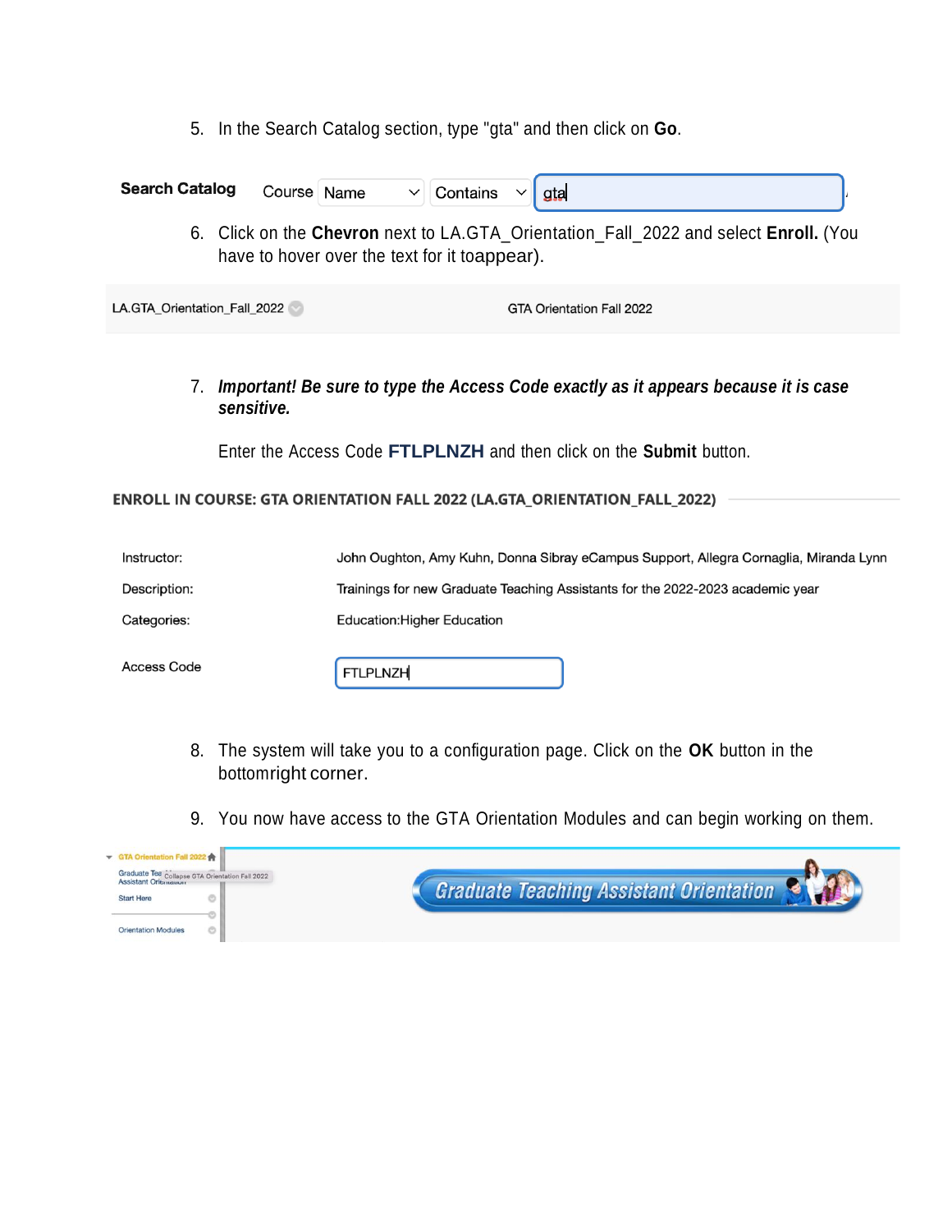5. In the Search Catalog section, type "gta" and then click on **Go**.

Search Catalog Course Name Contains gta

6. Click on the **Chevron** next to LA.GTA_Orientation_Fall_2022 and select **Enroll.** (You have to hover over the text for it toappear).

LA.GTA_Orientation_Fall_2022 GTA Orientation Fall 2022

7. ***Important! Be sure to type the Access Code exactly as it appears because it is case sensitive.***

   Enter the Access Code **FTLPLNZH** and then click on the **Submit** button.

ENROLL IN COURSE: GTA ORIENTATION FALL 2022 (LA.GTA_ORIENTATION_FALL_2022)

| | |
|---|---|
| Instructor: | John Oughton, Amy Kuhn, Donna Sibray eCampus Support, Allegra Cornaglia, Miranda Lynn |
| Description: | Trainings for new Graduate Teaching Assistants for the 2022-2023 academic year |
| Categories: | Education:Higher Education |
| Access Code | FTLPLNZH |

8. The system will take you to a configuration page. Click on the **OK** button in the bottomright corner.

9. You now have access to the GTA Orientation Modules and can begin working on them.

GTA Orientation Fall 2022

Graduate Teaching Assistant Orientation

Start Here

Orientation Modules

Graduate Teaching Assistant Orientation